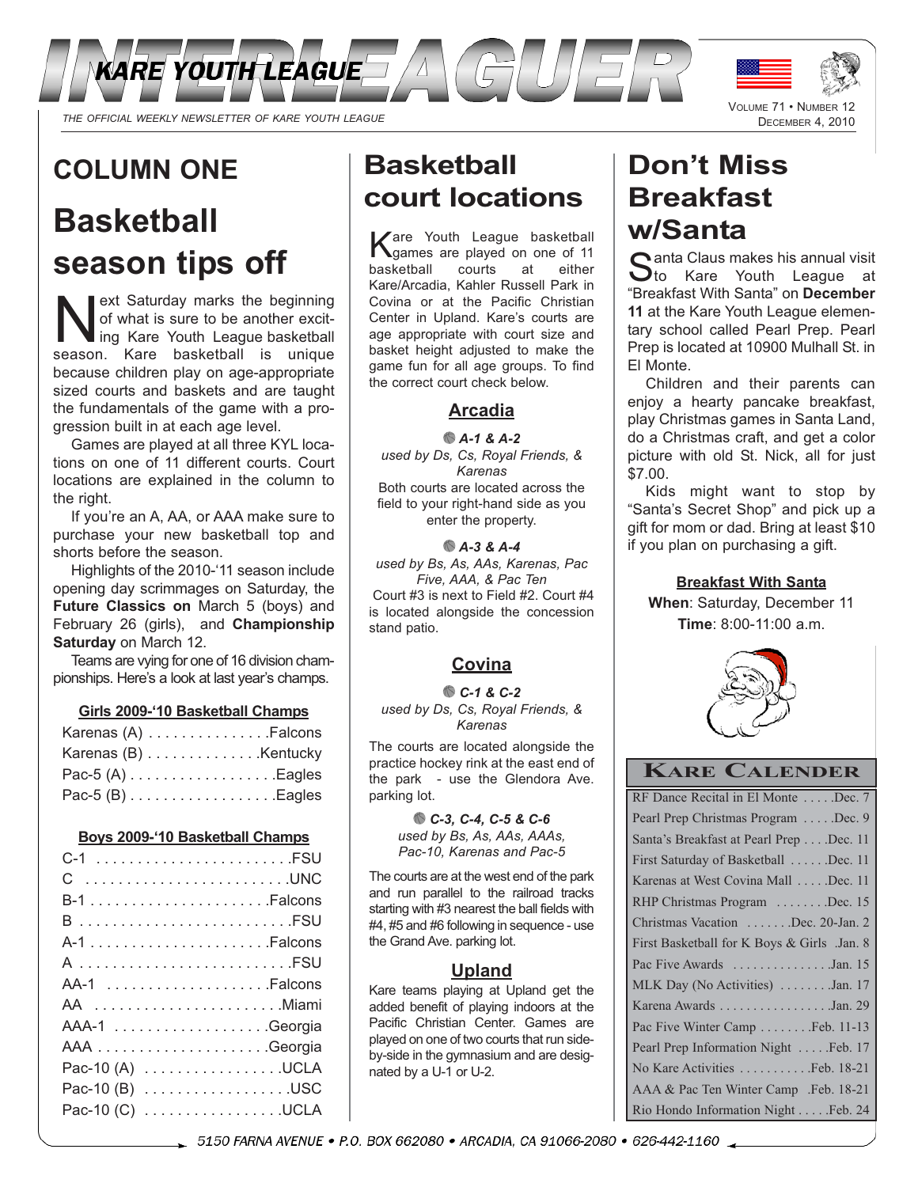# INTERLEAGUER

KARE YOUTH LEAGUE

THE OFFICIAL WEEKLY NEWSLETTER OF KARE YOUTH LEAGUE

VOLUME 71 • NUMBER 12
DECEMBER 4, 2010

## COLUMN ONE

# Basketball season tips off

Next Saturday marks the beginning of what is sure to be another exciting Kare Youth League basketball season. Kare basketball is unique because children play on age-appropriate sized courts and baskets and are taught the fundamentals of the game with a progression built in at each age level.

Games are played at all three KYL locations on one of 11 different courts. Court locations are explained in the column to the right.

If you're an A, AA, or AAA make sure to purchase your new basketball top and shorts before the season.

Highlights of the 2010-'11 season include opening day scrimmages on Saturday, the **Future Classics on** March 5 (boys) and February 26 (girls), and **Championship Saturday** on March 12.

Teams are vying for one of 16 division championships. Here's a look at last year's champs.

### Girls 2009-'10 Basketball Champs

| Division | Champion |
|---|---|
| Karenas (A) | Falcons |
| Karenas (B) | Kentucky |
| Pac-5 (A) | Eagles |
| Pac-5 (B) | Eagles |

### Boys 2009-'10 Basketball Champs

| Division | Champion |
|---|---|
| C-1 | FSU |
| C | UNC |
| B-1 | Falcons |
| B | FSU |
| A-1 | Falcons |
| A | FSU |
| AA-1 | Falcons |
| AA | Miami |
| AAA-1 | Georgia |
| AAA | Georgia |
| Pac-10 (A) | UCLA |
| Pac-10 (B) | USC |
| Pac-10 (C) | UCLA |

## Basketball court locations

Kare Youth League basketball games are played on one of 11 basketball courts at either Kare/Arcadia, Kahler Russell Park in Covina or at the Pacific Christian Center in Upland. Kare's courts are age appropriate with court size and basket height adjusted to make the game fun for all age groups. To find the correct court check below.

### Arcadia

***A-1 & A-2***
*used by Ds, Cs, Royal Friends, & Karenas*
Both courts are located across the field to your right-hand side as you enter the property.

***A-3 & A-4***
*used by Bs, As, AAs, Karenas, Pac Five, AAA, & Pac Ten*
Court #3 is next to Field #2. Court #4 is located alongside the concession stand patio.

### Covina

***C-1 & C-2***
*used by Ds, Cs, Royal Friends, & Karenas*
The courts are located alongside the practice hockey rink at the east end of the park - use the Glendora Ave. parking lot.

***C-3, C-4, C-5 & C-6***
*used by Bs, As, AAs, AAAs, Pac-10, Karenas and Pac-5*
The courts are at the west end of the park and run parallel to the railroad tracks starting with #3 nearest the ball fields with #4, #5 and #6 following in sequence - use the Grand Ave. parking lot.

### Upland

Kare teams playing at Upland get the added benefit of playing indoors at the Pacific Christian Center. Games are played on one of two courts that run side-by-side in the gymnasium and are designated by a U-1 or U-2.

## Don't Miss Breakfast w/Santa

Santa Claus makes his annual visit to Kare Youth League at "Breakfast With Santa" on **December 11** at the Kare Youth League elementary school called Pearl Prep. Pearl Prep is located at 10900 Mulhall St. in El Monte.

Children and their parents can enjoy a hearty pancake breakfast, play Christmas games in Santa Land, do a Christmas craft, and get a color picture with old St. Nick, all for just $7.00.

Kids might want to stop by "Santa's Secret Shop" and pick up a gift for mom or dad. Bring at least $10 if you plan on purchasing a gift.

### Breakfast With Santa

**When**: Saturday, December 11
**Time**: 8:00-11:00 a.m.

### KARE CALENDER

| Event | Date |
|---|---|
| RF Dance Recital in El Monte | Dec. 7 |
| Pearl Prep Christmas Program | Dec. 9 |
| Santa's Breakfast at Pearl Prep | Dec. 11 |
| First Saturday of Basketball | Dec. 11 |
| Karenas at West Covina Mall | Dec. 11 |
| RHP Christmas Program | Dec. 15 |
| Christmas Vacation | Dec. 20-Jan. 2 |
| First Basketball for K Boys & Girls | Jan. 8 |
| Pac Five Awards | Jan. 15 |
| MLK Day (No Activities) | Jan. 17 |
| Karena Awards | Jan. 29 |
| Pac Five Winter Camp | Feb. 11-13 |
| Pearl Prep Information Night | Feb. 17 |
| No Kare Activities | Feb. 18-21 |
| AAA & Pac Ten Winter Camp | Feb. 18-21 |
| Rio Hondo Information Night | Feb. 24 |

5150 FARNA AVENUE • P.O. BOX 662080 • ARCADIA, CA 91066-2080 • 626-442-1160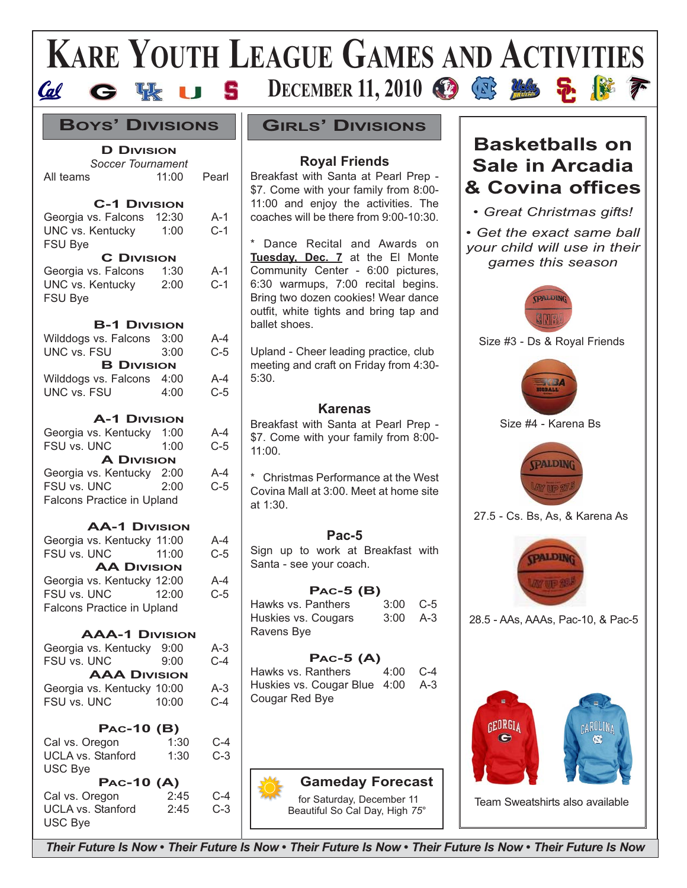# Kare Youth League Games and Activities

## December 11, 2010

## Boys' Divisions

### D Division

*Soccer Tournament*

| | | |
|---|---|---|
| All teams | 11:00 | Pearl |

### C-1 Division

| | | |
|---|---|---|
| Georgia vs. Falcons | 12:30 | A-1 |
| UNC vs. Kentucky | 1:00 | C-1 |
| FSU Bye | | |

### C Division

| | | |
|---|---|---|
| Georgia vs. Falcons | 1:30 | A-1 |
| UNC vs. Kentucky | 2:00 | C-1 |
| FSU Bye | | |

### B-1 Division

| | | |
|---|---|---|
| Wilddogs vs. Falcons | 3:00 | A-4 |
| UNC vs. FSU | 3:00 | C-5 |

### B Division

| | | |
|---|---|---|
| Wilddogs vs. Falcons | 4:00 | A-4 |
| UNC vs. FSU | 4:00 | C-5 |

### A-1 Division

| | | |
|---|---|---|
| Georgia vs. Kentucky | 1:00 | A-4 |
| FSU vs. UNC | 1:00 | C-5 |

### A Division

| | | |
|---|---|---|
| Georgia vs. Kentucky | 2:00 | A-4 |
| FSU vs. UNC | 2:00 | C-5 |
| Falcons Practice in Upland | | |

### AA-1 Division

| | | |
|---|---|---|
| Georgia vs. Kentucky | 11:00 | A-4 |
| FSU vs. UNC | 11:00 | C-5 |

### AA Division

| | | |
|---|---|---|
| Georgia vs. Kentucky | 12:00 | A-4 |
| FSU vs. UNC | 12:00 | C-5 |
| Falcons Practice in Upland | | |

### AAA-1 Division

| | | |
|---|---|---|
| Georgia vs. Kentucky | 9:00 | A-3 |
| FSU vs. UNC | 9:00 | C-4 |

### AAA Division

| | | |
|---|---|---|
| Georgia vs. Kentucky | 10:00 | A-3 |
| FSU vs. UNC | 10:00 | C-4 |

### Pac-10 (B)

| | | |
|---|---|---|
| Cal vs. Oregon | 1:30 | C-4 |
| UCLA vs. Stanford | 1:30 | C-3 |
| USC Bye | | |

### Pac-10 (A)

| | | |
|---|---|---|
| Cal vs. Oregon | 2:45 | C-4 |
| UCLA vs. Stanford | 2:45 | C-3 |
| USC Bye | | |

## Girls' Divisions

### Royal Friends

Breakfast with Santa at Pearl Prep - $7. Come with your family from 8:00-11:00 and enjoy the activities. The coaches will be there from 9:00-10:30.

* Dance Recital and Awards on **Tuesday, Dec. 7** at the El Monte Community Center - 6:00 pictures, 6:30 warmups, 7:00 recital begins. Bring two dozen cookies! Wear dance outfit, white tights and bring tap and ballet shoes.

Upland - Cheer leading practice, club meeting and craft on Friday from 4:30-5:30.

### Karenas

Breakfast with Santa at Pearl Prep - $7. Come with your family from 8:00-11:00.

* Christmas Performance at the West Covina Mall at 3:00. Meet at home site at 1:30.

### Pac-5

Sign up to work at Breakfast with Santa - see your coach.

### Pac-5 (B)

| | | |
|---|---|---|
| Hawks vs. Panthers | 3:00 | C-5 |
| Huskies vs. Cougars | 3:00 | A-3 |
| Ravens Bye | | |

### Pac-5 (A)

| | | |
|---|---|---|
| Hawks vs. Ranthers | 4:00 | C-4 |
| Huskies vs. Cougar Blue | 4:00 | A-3 |
| Cougar Red Bye | | |

### Gameday Forecast

for Saturday, December 11
Beautiful So Cal Day, High 75°

## Basketballs on Sale in Arcadia & Covina offices

- *Great Christmas gifts!*
- *Get the exact same ball your child will use in their games this season*

Size #3 - Ds & Royal Friends

Size #4 - Karena Bs

27.5 - Cs. Bs, As, & Karena As

28.5 - AAs, AAAs, Pac-10, & Pac-5

Team Sweatshirts also available

***Their Future Is Now • Their Future Is Now • Their Future Is Now • Their Future Is Now • Their Future Is Now***